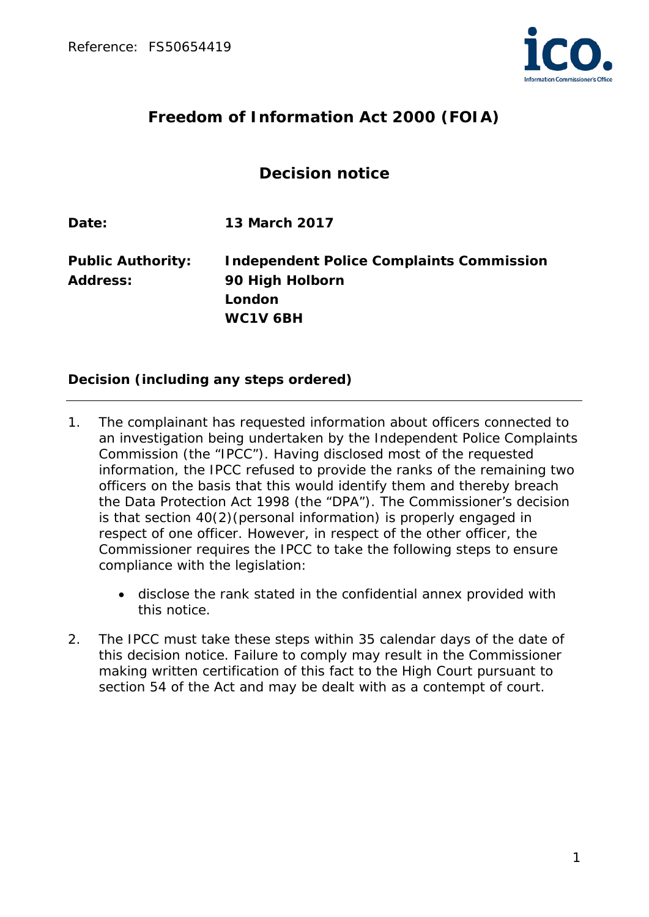# Freedom of Information Act 2000 (FOIA)

## Decision notice

**Date:** **13 March 2017**

**Public Authority:** **Independent Police Complaints Commission**
**Address:** **90 High Holborn**
**London**
**WC1V 6BH**

### Decision (including any steps ordered)

1. The complainant has requested information about officers connected to an investigation being undertaken by the Independent Police Complaints Commission (the "IPCC"). Having disclosed most of the requested information, the IPCC refused to provide the ranks of the remaining two officers on the basis that this would identify them and thereby breach the Data Protection Act 1998 (the "DPA"). The Commissioner's decision is that section 40(2)(personal information) is properly engaged in respect of one officer. However, in respect of the other officer, the Commissioner requires the IPCC to take the following steps to ensure compliance with the legislation:

   - disclose the rank stated in the confidential annex provided with this notice.

2. The IPCC must take these steps within 35 calendar days of the date of this decision notice. Failure to comply may result in the Commissioner making written certification of this fact to the High Court pursuant to section 54 of the Act and may be dealt with as a contempt of court.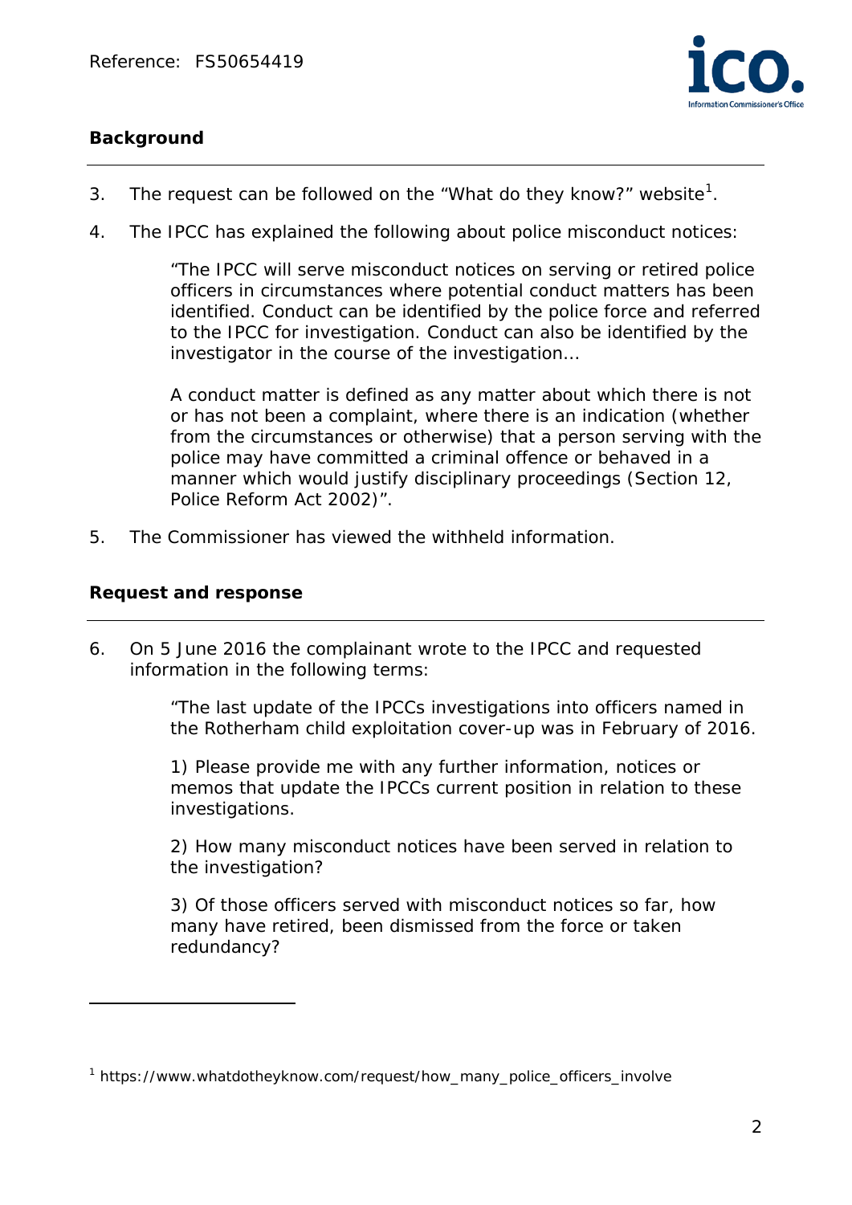## Background

3. The request can be followed on the "What do they know?" website[1].

4. The IPCC has explained the following about police misconduct notices:

> "The IPCC will serve misconduct notices on serving or retired police officers in circumstances where potential conduct matters has been identified. Conduct can be identified by the police force and referred to the IPCC for investigation. Conduct can also be identified by the investigator in the course of the investigation…
>
> A conduct matter is defined as any matter about which there is not or has not been a complaint, where there is an indication (whether from the circumstances or otherwise) that a person serving with the police may have committed a criminal offence or behaved in a manner which would justify disciplinary proceedings (Section 12, Police Reform Act 2002)".

5. The Commissioner has viewed the withheld information.

## Request and response

6. On 5 June 2016 the complainant wrote to the IPCC and requested information in the following terms:

> "The last update of the IPCCs investigations into officers named in the Rotherham child exploitation cover-up was in February of 2016.
>
> 1) Please provide me with any further information, notices or memos that update the IPCCs current position in relation to these investigations.
>
> 2) How many misconduct notices have been served in relation to the investigation?
>
> 3) Of those officers served with misconduct notices so far, how many have retired, been dismissed from the force or taken redundancy?

---

[1] https://www.whatdotheyknow.com/request/how_many_police_officers_involve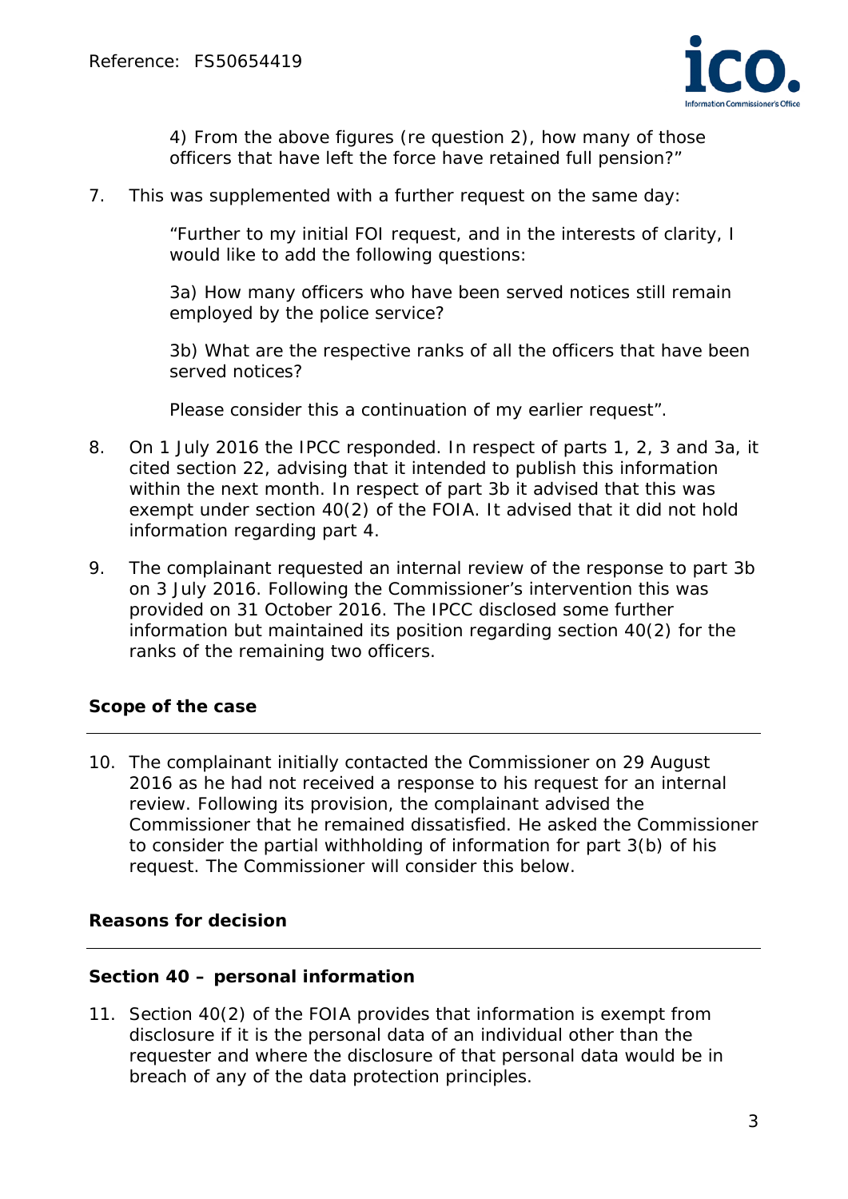> 4) From the above figures (re question 2), how many of those officers that have left the force have retained full pension?"

7. This was supplemented with a further request on the same day:

> "Further to my initial FOI request, and in the interests of clarity, I would like to add the following questions:
>
> 3a) How many officers who have been served notices still remain employed by the police service?
>
> 3b) What are the respective ranks of all the officers that have been served notices?
>
> Please consider this a continuation of my earlier request".

8. On 1 July 2016 the IPCC responded. In respect of parts 1, 2, 3 and 3a, it cited section 22, advising that it intended to publish this information within the next month. In respect of part 3b it advised that this was exempt under section 40(2) of the FOIA. It advised that it did not hold information regarding part 4.

9. The complainant requested an internal review of the response to part 3b on 3 July 2016. Following the Commissioner's intervention this was provided on 31 October 2016. The IPCC disclosed some further information but maintained its position regarding section 40(2) for the ranks of the remaining two officers.

## Scope of the case

10. The complainant initially contacted the Commissioner on 29 August 2016 as he had not received a response to his request for an internal review. Following its provision, the complainant advised the Commissioner that he remained dissatisfied. He asked the Commissioner to consider the partial withholding of information for part 3(b) of his request. The Commissioner will consider this below.

## Reasons for decision

### Section 40 – personal information

11. Section 40(2) of the FOIA provides that information is exempt from disclosure if it is the personal data of an individual other than the requester and where the disclosure of that personal data would be in breach of any of the data protection principles.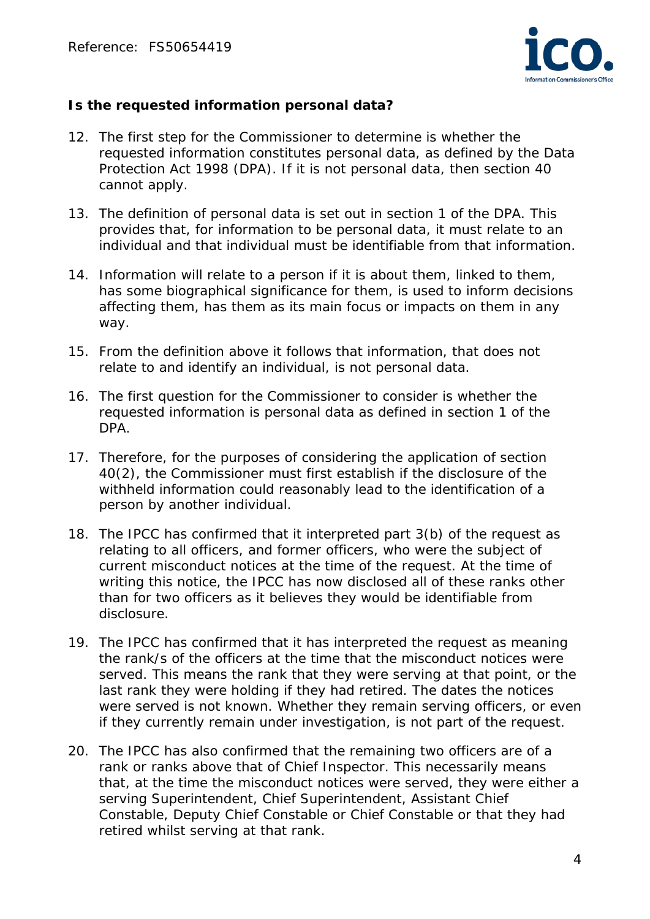**Is the requested information personal data?**

12. The first step for the Commissioner to determine is whether the requested information constitutes personal data, as defined by the Data Protection Act 1998 (DPA). If it is not personal data, then section 40 cannot apply.

13. The definition of personal data is set out in section 1 of the DPA. This provides that, for information to be personal data, it must relate to an individual and that individual must be identifiable from that information.

14. Information will relate to a person if it is about them, linked to them, has some biographical significance for them, is used to inform decisions affecting them, has them as its main focus or impacts on them in any way.

15. From the definition above it follows that information, that does not relate to and identify an individual, is not personal data.

16. The first question for the Commissioner to consider is whether the requested information is personal data as defined in section 1 of the DPA.

17. Therefore, for the purposes of considering the application of section 40(2), the Commissioner must first establish if the disclosure of the withheld information could reasonably lead to the identification of a person by another individual.

18. The IPCC has confirmed that it interpreted part 3(b) of the request as relating to all officers, and former officers, who were the subject of current misconduct notices at the time of the request. At the time of writing this notice, the IPCC has now disclosed all of these ranks other than for two officers as it believes they would be identifiable from disclosure.

19. The IPCC has confirmed that it has interpreted the request as meaning the rank/s of the officers at the time that the misconduct notices were served. This means the rank that they were serving at that point, or the last rank they were holding if they had retired. The dates the notices were served is not known. Whether they remain serving officers, or even if they currently remain under investigation, is not part of the request.

20. The IPCC has also confirmed that the remaining two officers are of a rank or ranks above that of Chief Inspector. This necessarily means that, at the time the misconduct notices were served, they were either a serving Superintendent, Chief Superintendent, Assistant Chief Constable, Deputy Chief Constable or Chief Constable or that they had retired whilst serving at that rank.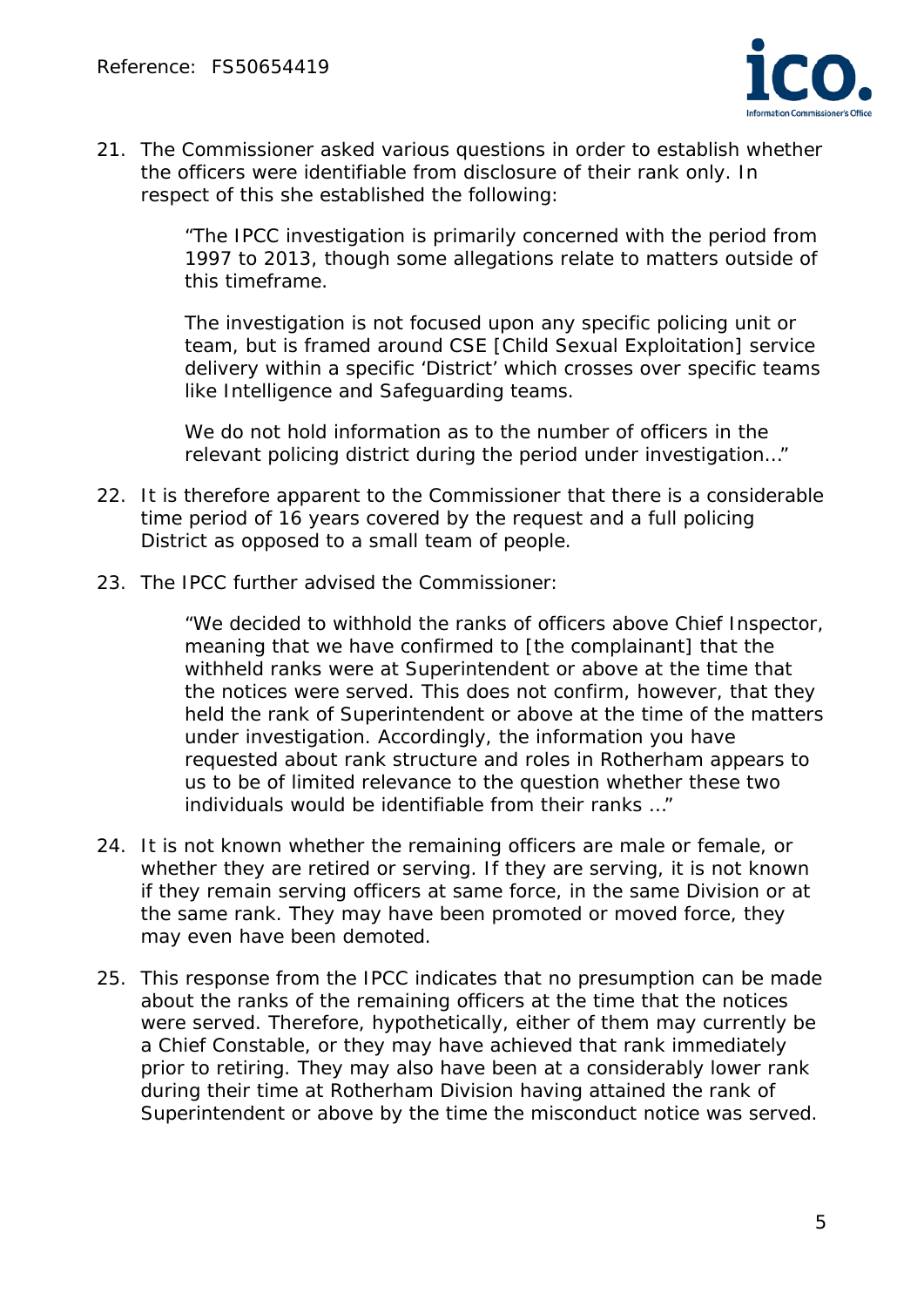21. The Commissioner asked various questions in order to establish whether the officers were identifiable from disclosure of their rank only. In respect of this she established the following:

> "The IPCC investigation is primarily concerned with the period from 1997 to 2013, though some allegations relate to matters outside of this timeframe.
>
> The investigation is not focused upon any specific policing unit or team, but is framed around CSE [Child Sexual Exploitation] service delivery within a specific 'District' which crosses over specific teams like Intelligence and Safeguarding teams.
>
> We do not hold information as to the number of officers in the relevant policing district during the period under investigation..."

22. It is therefore apparent to the Commissioner that there is a considerable time period of 16 years covered by the request and a full policing District as opposed to a small team of people.

23. The IPCC further advised the Commissioner:

> "We decided to withhold the ranks of officers above Chief Inspector, meaning that we have confirmed to [the complainant] that the withheld ranks were at Superintendent or above at the time that the notices were served. This does not confirm, however, that they held the rank of Superintendent or above at the time of the matters under investigation. Accordingly, the information you have requested about rank structure and roles in Rotherham appears to us to be of limited relevance to the question whether these two individuals would be identifiable from their ranks ..."

24. It is not known whether the remaining officers are male or female, or whether they are retired or serving. If they are serving, it is not known if they remain serving officers at same force, in the same Division or at the same rank. They may have been promoted or moved force, they may even have been demoted.

25. This response from the IPCC indicates that no presumption can be made about the ranks of the remaining officers at the time that the notices were served. Therefore, hypothetically, either of them may currently be a Chief Constable, or they may have achieved that rank immediately prior to retiring. They may also have been at a considerably lower rank during their time at Rotherham Division having attained the rank of Superintendent or above by the time the misconduct notice was served.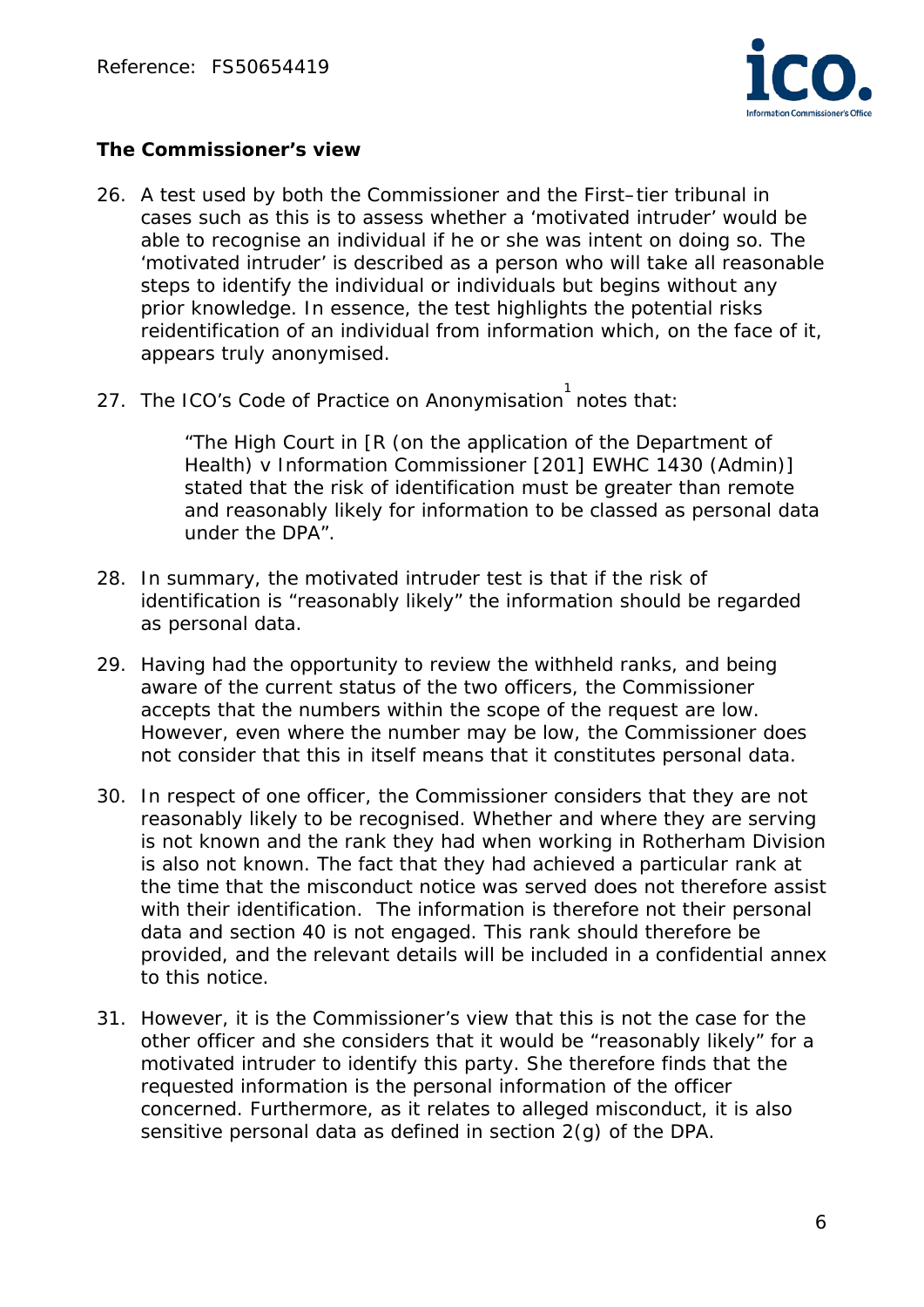### The Commissioner's view

26. A test used by both the Commissioner and the First–tier tribunal in cases such as this is to assess whether a 'motivated intruder' would be able to recognise an individual if he or she was intent on doing so. The 'motivated intruder' is described as a person who will take all reasonable steps to identify the individual or individuals but begins without any prior knowledge. In essence, the test highlights the potential risks reidentification of an individual from information which, on the face of it, appears truly anonymised.

27. The ICO's Code of Practice on Anonymisation[1] notes that:

    > "The High Court in [R (on the application of the Department of Health) v Information Commissioner [201] EWHC 1430 (Admin)] stated that the risk of identification must be greater than remote and reasonably likely for information to be classed as personal data under the DPA".

28. In summary, the motivated intruder test is that if the risk of identification is "reasonably likely" the information should be regarded as personal data.

29. Having had the opportunity to review the withheld ranks, and being aware of the current status of the two officers, the Commissioner accepts that the numbers within the scope of the request are low. However, even where the number may be low, the Commissioner does not consider that this in itself means that it constitutes personal data.

30. In respect of one officer, the Commissioner considers that they are not reasonably likely to be recognised. Whether and where they are serving is not known and the rank they had when working in Rotherham Division is also not known. The fact that they had achieved a particular rank at the time that the misconduct notice was served does not therefore assist with their identification. The information is therefore not their personal data and section 40 is not engaged. This rank should therefore be provided, and the relevant details will be included in a confidential annex to this notice.

31. However, it is the Commissioner's view that this is not the case for the other officer and she considers that it would be "reasonably likely" for a motivated intruder to identify this party. She therefore finds that the requested information is the personal information of the officer concerned. Furthermore, as it relates to alleged misconduct, it is also sensitive personal data as defined in section 2(g) of the DPA.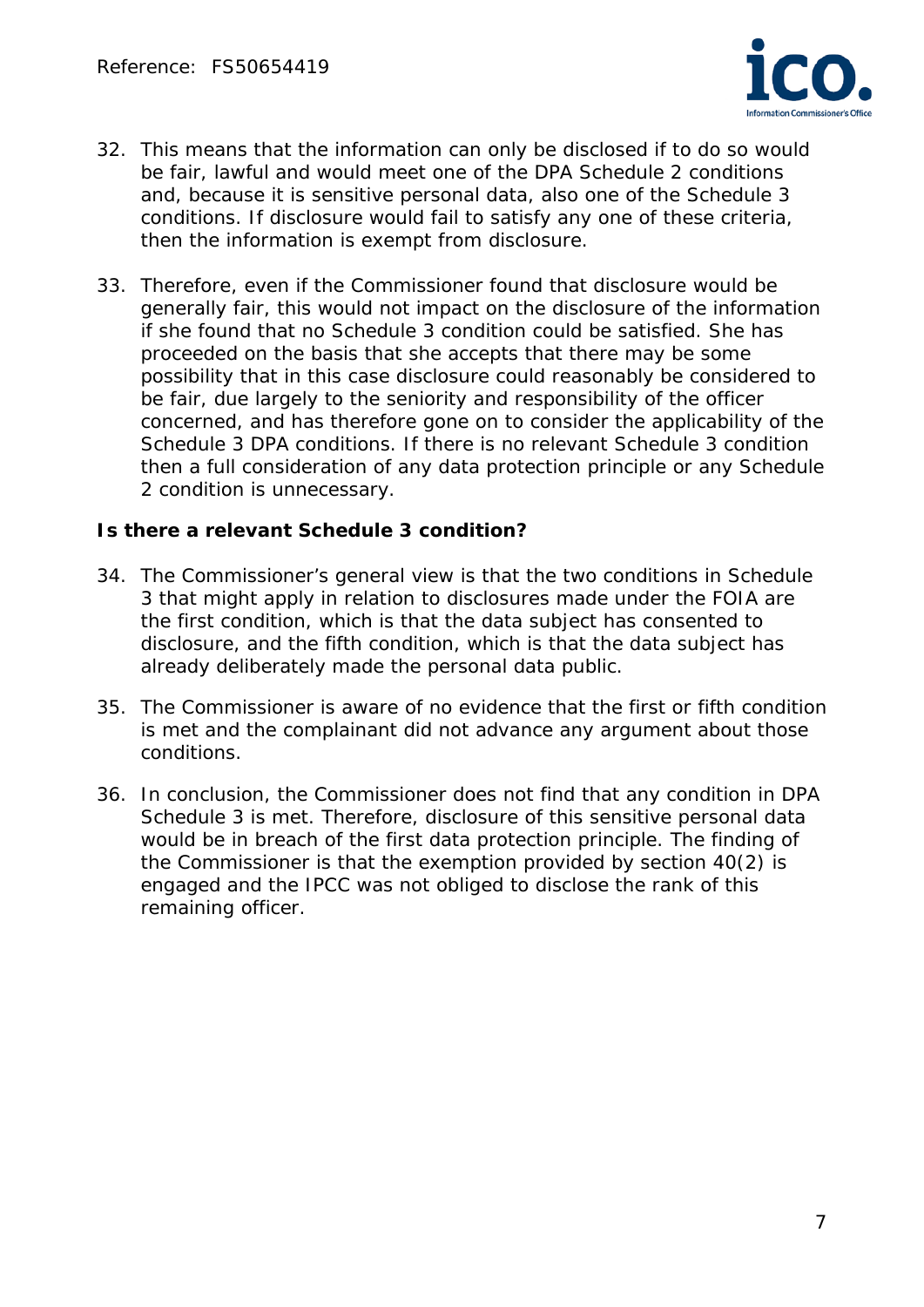32. This means that the information can only be disclosed if to do so would be fair, lawful and would meet one of the DPA Schedule 2 conditions and, because it is sensitive personal data, also one of the Schedule 3 conditions. If disclosure would fail to satisfy any one of these criteria, then the information is exempt from disclosure.

33. Therefore, even if the Commissioner found that disclosure would be generally fair, this would not impact on the disclosure of the information if she found that no Schedule 3 condition could be satisfied. She has proceeded on the basis that she accepts that there may be some possibility that in this case disclosure could reasonably be considered to be fair, due largely to the seniority and responsibility of the officer concerned, and has therefore gone on to consider the applicability of the Schedule 3 DPA conditions. If there is no relevant Schedule 3 condition then a full consideration of any data protection principle or any Schedule 2 condition is unnecessary.

**Is there a relevant Schedule 3 condition?**

34. The Commissioner's general view is that the two conditions in Schedule 3 that might apply in relation to disclosures made under the FOIA are the first condition, which is that the data subject has consented to disclosure, and the fifth condition, which is that the data subject has already deliberately made the personal data public.

35. The Commissioner is aware of no evidence that the first or fifth condition is met and the complainant did not advance any argument about those conditions.

36. In conclusion, the Commissioner does not find that any condition in DPA Schedule 3 is met. Therefore, disclosure of this sensitive personal data would be in breach of the first data protection principle. The finding of the Commissioner is that the exemption provided by section 40(2) is engaged and the IPCC was not obliged to disclose the rank of this remaining officer.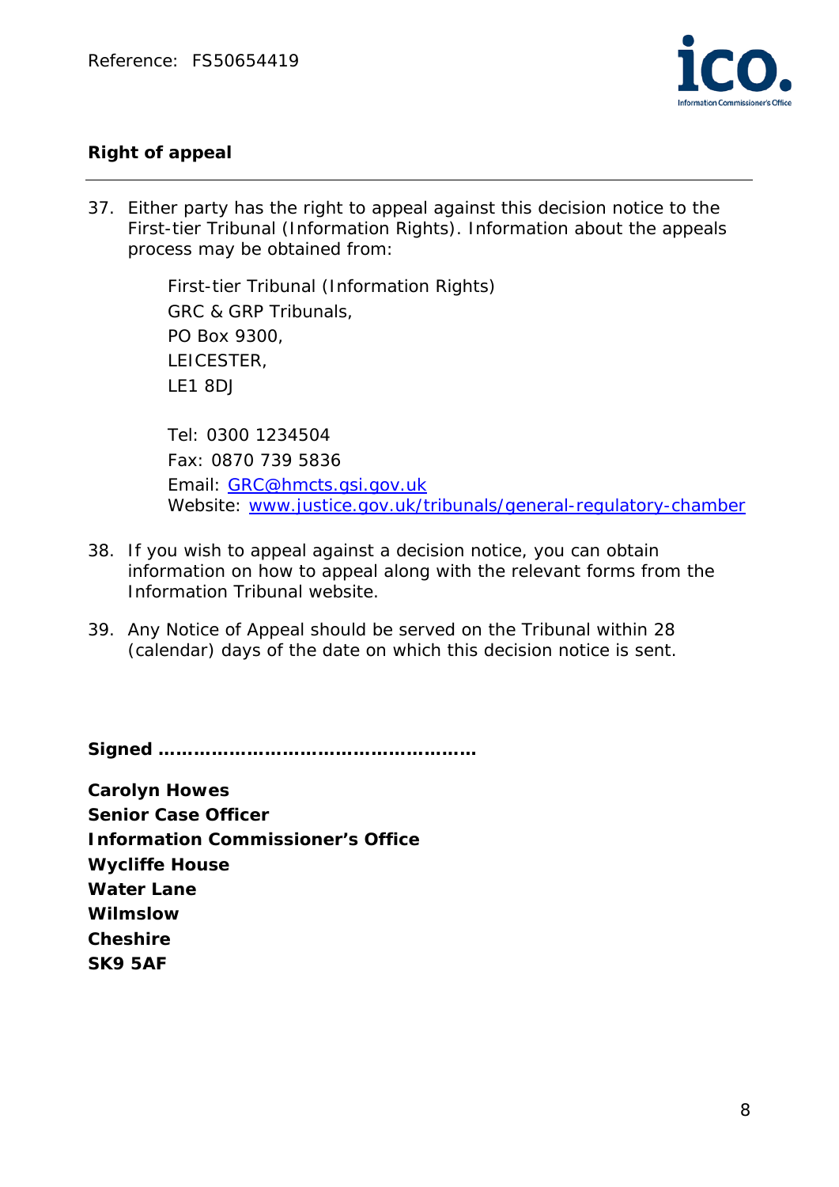## Right of appeal

37. Either party has the right to appeal against this decision notice to the First-tier Tribunal (Information Rights). Information about the appeals process may be obtained from:

    First-tier Tribunal (Information Rights)  
    GRC & GRP Tribunals,  
    PO Box 9300,  
    LEICESTER,  
    LE1 8DJ

    Tel: 0300 1234504  
    Fax: 0870 739 5836  
    Email: GRC@hmcts.gsi.gov.uk  
    Website: www.justice.gov.uk/tribunals/general-regulatory-chamber

38. If you wish to appeal against a decision notice, you can obtain information on how to appeal along with the relevant forms from the Information Tribunal website.

39. Any Notice of Appeal should be served on the Tribunal within 28 (calendar) days of the date on which this decision notice is sent.

**Signed ………………………………………………**

**Carolyn Howes**  
**Senior Case Officer**  
**Information Commissioner's Office**  
**Wycliffe House**  
**Water Lane**  
**Wilmslow**  
**Cheshire**  
**SK9 5AF**